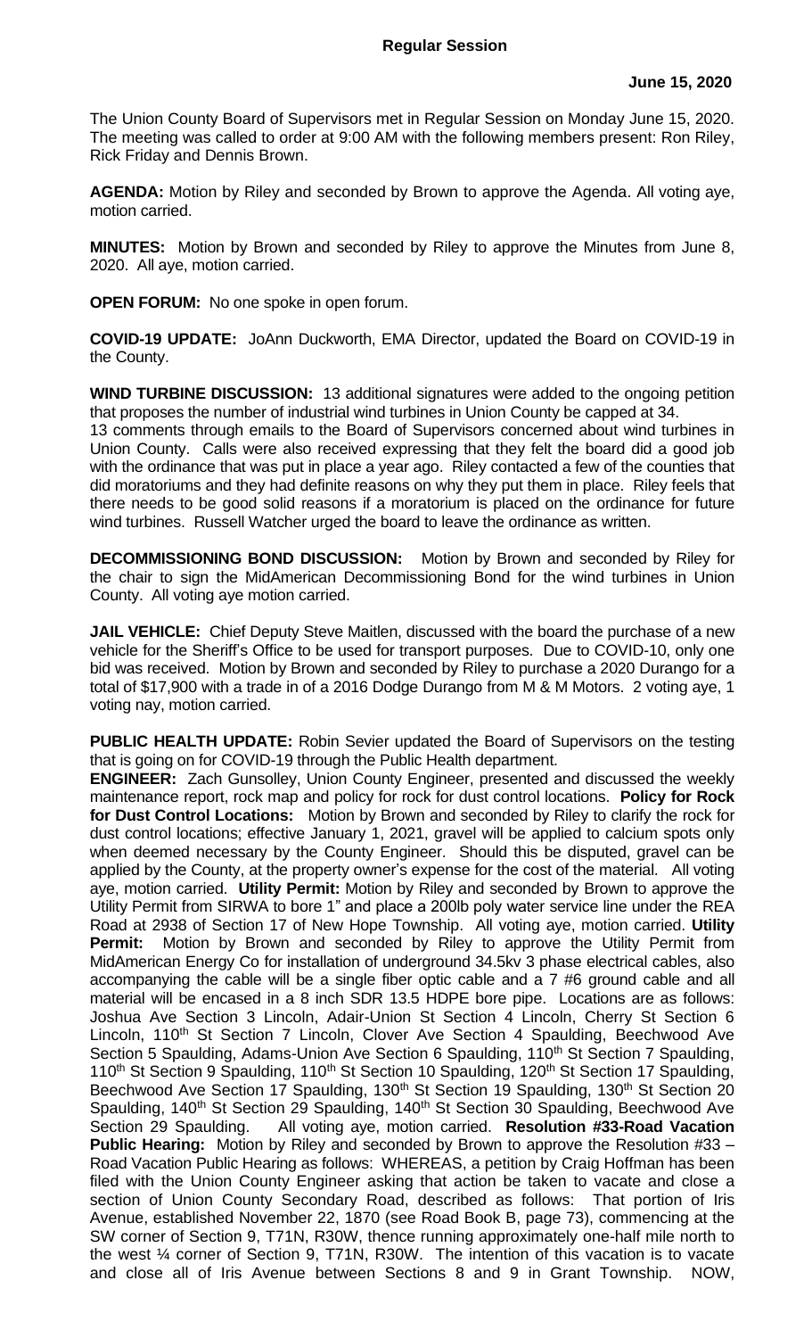**Regular Session**

**June 15, 2020**

The Union County Board of Supervisors met in Regular Session on Monday June 15, 2020. The meeting was called to order at 9:00 AM with the following members present: Ron Riley, Rick Friday and Dennis Brown.

**AGENDA:** Motion by Riley and seconded by Brown to approve the Agenda. All voting aye, motion carried.

**MINUTES:** Motion by Brown and seconded by Riley to approve the Minutes from June 8, 2020. All aye, motion carried.

**OPEN FORUM:** No one spoke in open forum.

**COVID-19 UPDATE:** JoAnn Duckworth, EMA Director, updated the Board on COVID-19 in the County.

**WIND TURBINE DISCUSSION:** 13 additional signatures were added to the ongoing petition that proposes the number of industrial wind turbines in Union County be capped at 34. 13 comments through emails to the Board of Supervisors concerned about wind turbines in Union County. Calls were also received expressing that they felt the board did a good job with the ordinance that was put in place a year ago. Riley contacted a few of the counties that did moratoriums and they had definite reasons on why they put them in place. Riley feels that there needs to be good solid reasons if a moratorium is placed on the ordinance for future wind turbines. Russell Watcher urged the board to leave the ordinance as written.

**DECOMMISSIONING BOND DISCUSSION:** Motion by Brown and seconded by Riley for the chair to sign the MidAmerican Decommissioning Bond for the wind turbines in Union County. All voting aye motion carried.

**JAIL VEHICLE:** Chief Deputy Steve Maitlen, discussed with the board the purchase of a new vehicle for the Sheriff's Office to be used for transport purposes. Due to COVID-10, only one bid was received. Motion by Brown and seconded by Riley to purchase a 2020 Durango for a total of $17,900 with a trade in of a 2016 Dodge Durango from M & M Motors. 2 voting aye, 1 voting nay, motion carried.

**PUBLIC HEALTH UPDATE:** Robin Sevier updated the Board of Supervisors on the testing that is going on for COVID-19 through the Public Health department.

**ENGINEER:** Zach Gunsolley, Union County Engineer, presented and discussed the weekly maintenance report, rock map and policy for rock for dust control locations. **Policy for Rock for Dust Control Locations:** Motion by Brown and seconded by Riley to clarify the rock for dust control locations; effective January 1, 2021, gravel will be applied to calcium spots only when deemed necessary by the County Engineer. Should this be disputed, gravel can be applied by the County, at the property owner's expense for the cost of the material. All voting aye, motion carried. **Utility Permit:** Motion by Riley and seconded by Brown to approve the Utility Permit from SIRWA to bore 1" and place a 200lb poly water service line under the REA Road at 2938 of Section 17 of New Hope Township. All voting aye, motion carried. **Utility Permit:** Motion by Brown and seconded by Riley to approve the Utility Permit from MidAmerican Energy Co for installation of underground 34.5kv 3 phase electrical cables, also accompanying the cable will be a single fiber optic cable and a 7 #6 ground cable and all material will be encased in a 8 inch SDR 13.5 HDPE bore pipe. Locations are as follows: Joshua Ave Section 3 Lincoln, Adair-Union St Section 4 Lincoln, Cherry St Section 6 Lincoln, 110th St Section 7 Lincoln, Clover Ave Section 4 Spaulding, Beechwood Ave Section 5 Spaulding, Adams-Union Ave Section 6 Spaulding, 110th St Section 7 Spaulding, 110th St Section 9 Spaulding, 110th St Section 10 Spaulding, 120th St Section 17 Spaulding, Beechwood Ave Section 17 Spaulding, 130th St Section 19 Spaulding, 130th St Section 20 Spaulding, 140th St Section 29 Spaulding, 140th St Section 30 Spaulding, Beechwood Ave Section 29 Spaulding. All voting aye, motion carried. **Resolution #33-Road Vacation Public Hearing:** Motion by Riley and seconded by Brown to approve the Resolution #33 – Road Vacation Public Hearing as follows: WHEREAS, a petition by Craig Hoffman has been filed with the Union County Engineer asking that action be taken to vacate and close a section of Union County Secondary Road, described as follows: That portion of Iris Avenue, established November 22, 1870 (see Road Book B, page 73), commencing at the SW corner of Section 9, T71N, R30W, thence running approximately one-half mile north to the west ¼ corner of Section 9, T71N, R30W. The intention of this vacation is to vacate and close all of Iris Avenue between Sections 8 and 9 in Grant Township. NOW,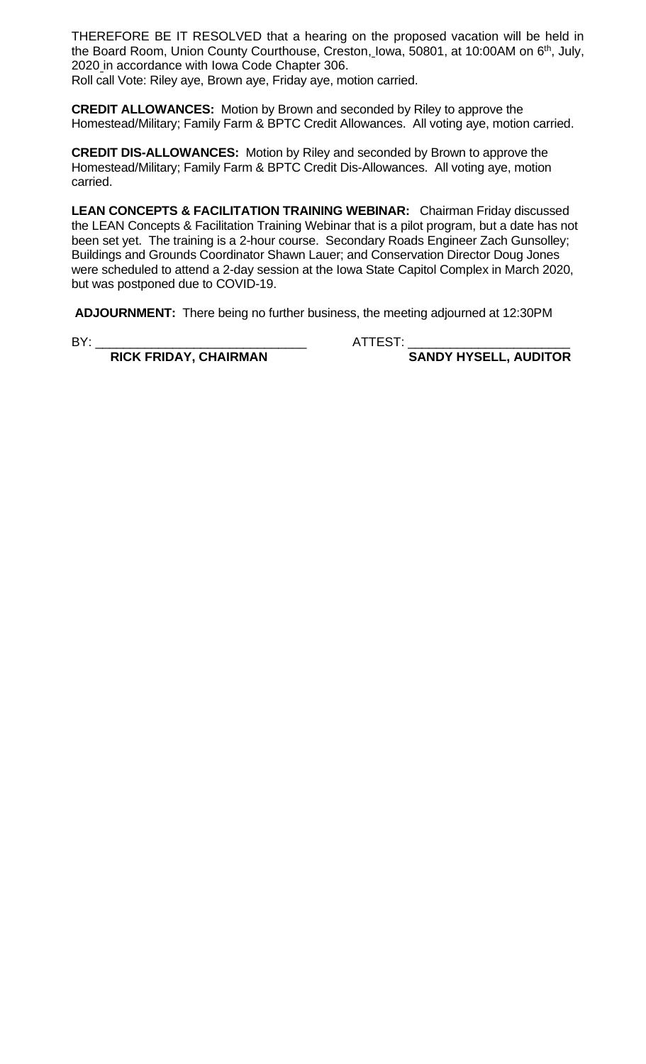THEREFORE BE IT RESOLVED that a hearing on the proposed vacation will be held in the Board Room, Union County Courthouse, Creston, Iowa, 50801, at 10:00AM on 6th, July, 2020 in accordance with Iowa Code Chapter 306.

Roll call Vote: Riley aye, Brown aye, Friday aye, motion carried.

**CREDIT ALLOWANCES:** Motion by Brown and seconded by Riley to approve the Homestead/Military; Family Farm & BPTC Credit Allowances. All voting aye, motion carried.

**CREDIT DIS-ALLOWANCES:** Motion by Riley and seconded by Brown to approve the Homestead/Military; Family Farm & BPTC Credit Dis-Allowances. All voting aye, motion carried.

**LEAN CONCEPTS & FACILITATION TRAINING WEBINAR:** Chairman Friday discussed the LEAN Concepts & Facilitation Training Webinar that is a pilot program, but a date has not been set yet. The training is a 2-hour course. Secondary Roads Engineer Zach Gunsolley; Buildings and Grounds Coordinator Shawn Lauer; and Conservation Director Doug Jones were scheduled to attend a 2-day session at the Iowa State Capitol Complex in March 2020, but was postponed due to COVID-19.

**ADJOURNMENT:** There being no further business, the meeting adjourned at 12:30PM

BY: ______________________________ ATTEST: ______________________

**RICK FRIDAY, CHAIRMAN** **SANDY HYSELL, AUDITOR**